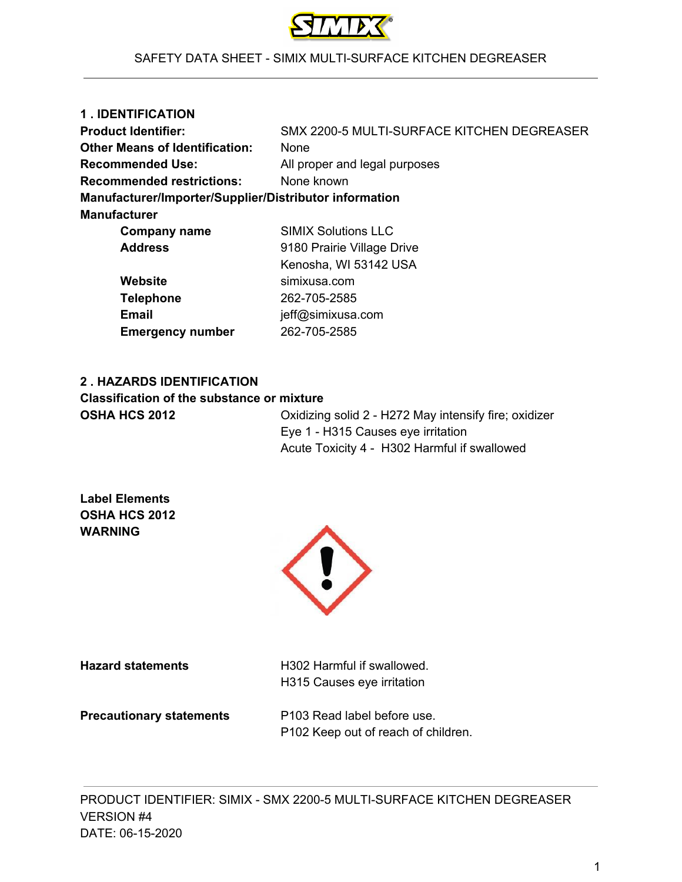SAFETY DATA SHEET - SIMIX MULTI-SURFACE KITCHEN DEGREASER

## 1 . IDENTIFICATION

| | |
|---|---|
| **Product Identifier:** | SMX 2200-5 MULTI-SURFACE KITCHEN DEGREASER |
| **Other Means of Identification:** | None |
| **Recommended Use:** | All proper and legal purposes |
| **Recommended restrictions:** | None known |

**Manufacturer/Importer/Supplier/Distributor information**

**Manufacturer**

| | |
|---|---|
| **Company name** | SIMIX Solutions LLC |
| **Address** | 9180 Prairie Village Drive<br>Kenosha, WI 53142 USA |
| **Website** | simixusa.com |
| **Telephone** | 262-705-2585 |
| **Email** | jeff@simixusa.com |
| **Emergency number** | 262-705-2585 |

## 2 . HAZARDS IDENTIFICATION

**Classification of the substance or mixture**

**OSHA HCS 2012**

Oxidizing solid 2 - H272 May intensify fire; oxidizer
Eye 1 - H315 Causes eye irritation
Acute Toxicity 4 - H302 Harmful if swallowed

**Label Elements**
**OSHA HCS 2012**
**WARNING**

**Hazard statements**

H302 Harmful if swallowed.
H315 Causes eye irritation

**Precautionary statements**

P103 Read label before use.
P102 Keep out of reach of children.

PRODUCT IDENTIFIER: SIMIX - SMX 2200-5 MULTI-SURFACE KITCHEN DEGREASER
VERSION #4
DATE: 06-15-2020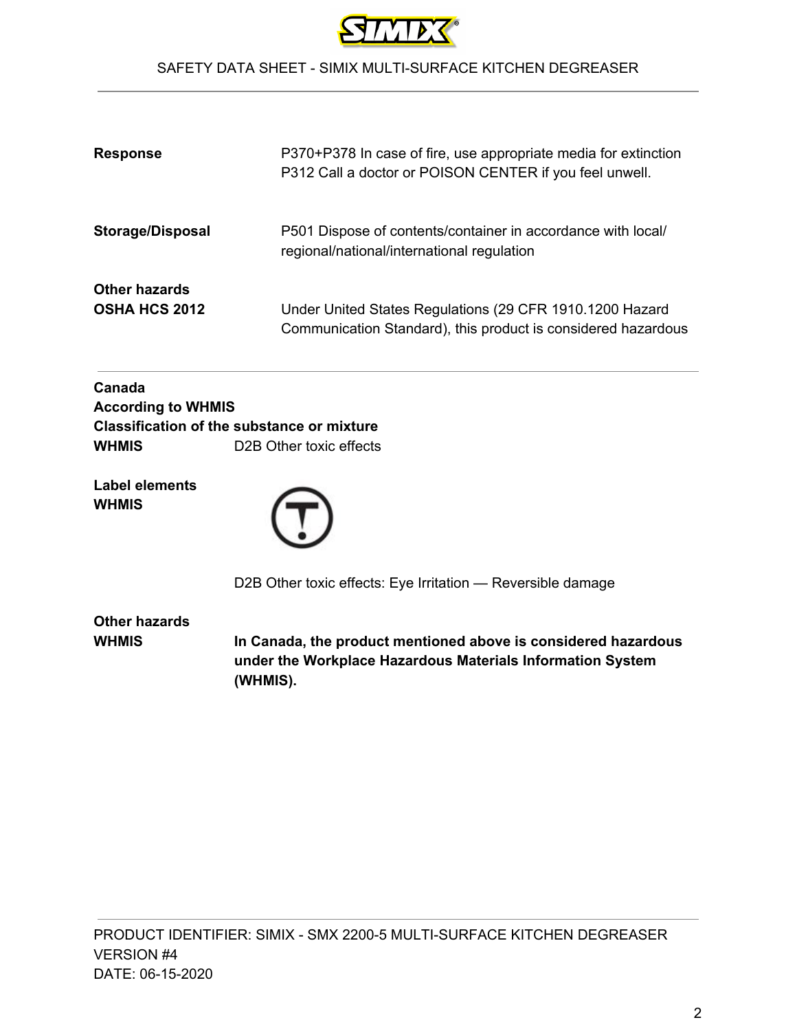| | |
|---|---|
| **Response** | P370+P378 In case of fire, use appropriate media for extinction<br>P312 Call a doctor or POISON CENTER if you feel unwell. |
| **Storage/Disposal** | P501 Dispose of contents/container in accordance with local/regional/national/international regulation |

**Other hazards**

| | |
|---|---|
| **OSHA HCS 2012** | Under United States Regulations (29 CFR 1910.1200 Hazard Communication Standard), this product is considered hazardous |

---

**Canada**
**According to WHMIS**
**Classification of the substance or mixture**

**WHMIS** D2B Other toxic effects

**Label elements**
**WHMIS**

D2B Other toxic effects: Eye Irritation — Reversible damage

**Other hazards**

**WHMIS** **In Canada, the product mentioned above is considered hazardous under the Workplace Hazardous Materials Information System (WHMIS).**

PRODUCT IDENTIFIER: SIMIX - SMX 2200-5 MULTI-SURFACE KITCHEN DEGREASER
VERSION #4
DATE: 06-15-2020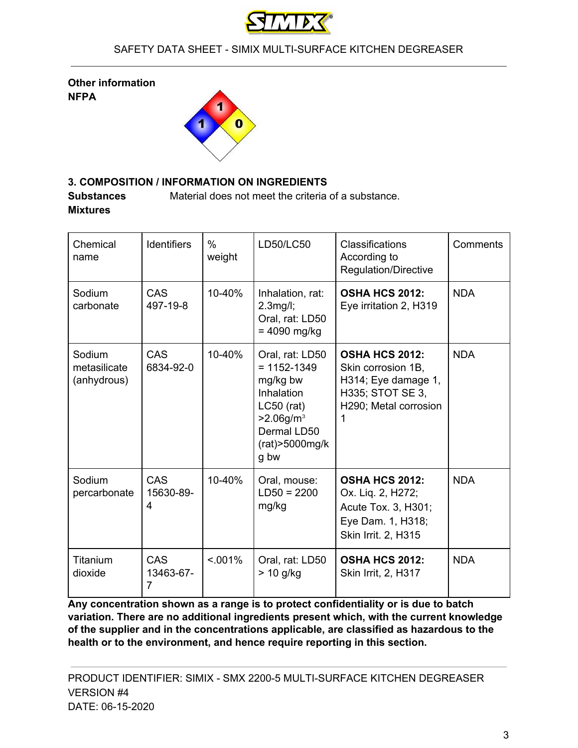**Other information**

**NFPA**

## 3. COMPOSITION / INFORMATION ON INGREDIENTS

**Substances** Material does not meet the criteria of a substance.

**Mixtures**

| Chemical name | Identifiers | % weight | LD50/LC50 | Classifications According to Regulation/Directive | Comments |
|---|---|---|---|---|---|
| Sodium carbonate | CAS 497-19-8 | 10-40% | Inhalation, rat: 2.3mg/l; Oral, rat: LD50 = 4090 mg/kg | **OSHA HCS 2012:** Eye irritation 2, H319 | NDA |
| Sodium metasilicate (anhydrous) | CAS 6834-92-0 | 10-40% | Oral, rat: LD50 = 1152-1349 mg/kg bw Inhalation LC50 (rat) >2.06g/m$^3$ Dermal LD50 (rat)>5000mg/kg bw | **OSHA HCS 2012:** Skin corrosion 1B, H314; Eye damage 1, H335; STOT SE 3, H290; Metal corrosion 1 | NDA |
| Sodium percarbonate | CAS 15630-89-4 | 10-40% | Oral, mouse: LD50 = 2200 mg/kg | **OSHA HCS 2012:** Ox. Liq. 2, H272; Acute Tox. 3, H301; Eye Dam. 1, H318; Skin Irrit. 2, H315 | NDA |
| Titanium dioxide | CAS 13463-67-7 | <.001% | Oral, rat: LD50 > 10 g/kg | **OSHA HCS 2012:** Skin Irrit, 2, H317 | NDA |

**Any concentration shown as a range is to protect confidentiality or is due to batch variation. There are no additional ingredients present which, with the current knowledge of the supplier and in the concentrations applicable, are classified as hazardous to the health or to the environment, and hence require reporting in this section.**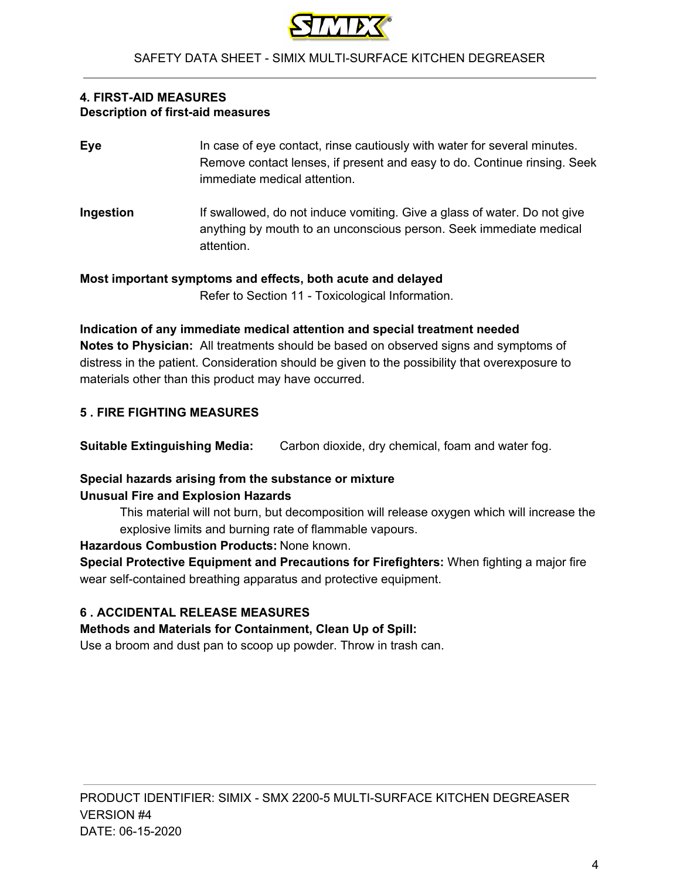## 4. FIRST-AID MEASURES

**Description of first-aid measures**

**Eye** In case of eye contact, rinse cautiously with water for several minutes. Remove contact lenses, if present and easy to do. Continue rinsing. Seek immediate medical attention.

**Ingestion** If swallowed, do not induce vomiting. Give a glass of water. Do not give anything by mouth to an unconscious person. Seek immediate medical attention.

**Most important symptoms and effects, both acute and delayed**

Refer to Section 11 - Toxicological Information.

**Indication of any immediate medical attention and special treatment needed**

**Notes to Physician:** All treatments should be based on observed signs and symptoms of distress in the patient. Consideration should be given to the possibility that overexposure to materials other than this product may have occurred.

## 5 . FIRE FIGHTING MEASURES

**Suitable Extinguishing Media:** Carbon dioxide, dry chemical, foam and water fog.

**Special hazards arising from the substance or mixture**

**Unusual Fire and Explosion Hazards**

This material will not burn, but decomposition will release oxygen which will increase the explosive limits and burning rate of flammable vapours.

**Hazardous Combustion Products:** None known.

**Special Protective Equipment and Precautions for Firefighters:** When fighting a major fire wear self-contained breathing apparatus and protective equipment.

## 6 . ACCIDENTAL RELEASE MEASURES

**Methods and Materials for Containment, Clean Up of Spill:**

Use a broom and dust pan to scoop up powder. Throw in trash can.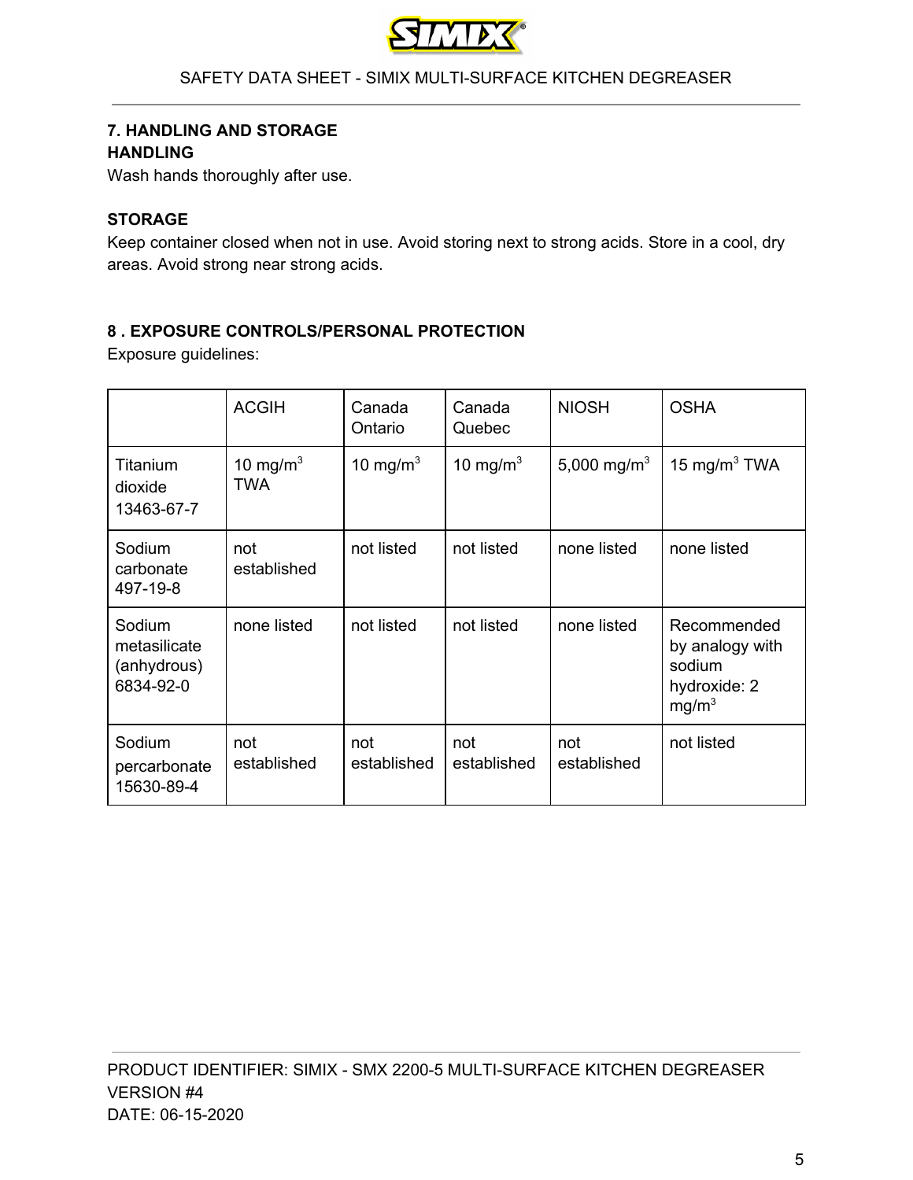## 7. HANDLING AND STORAGE

### HANDLING

Wash hands thoroughly after use.

### STORAGE

Keep container closed when not in use. Avoid storing next to strong acids. Store in a cool, dry areas. Avoid strong near strong acids.

## 8 . EXPOSURE CONTROLS/PERSONAL PROTECTION

Exposure guidelines:

| | ACGIH | Canada Ontario | Canada Quebec | NIOSH | OSHA |
|---|---|---|---|---|---|
| Titanium dioxide 13463-67-7 | 10 $mg/m^3$ TWA | 10 $mg/m^3$ | 10 $mg/m^3$ | 5,000 $mg/m^3$ | 15 $mg/m^3$ TWA |
| Sodium carbonate 497-19-8 | not established | not listed | not listed | none listed | none listed |
| Sodium metasilicate (anhydrous) 6834-92-0 | none listed | not listed | not listed | none listed | Recommended by analogy with sodium hydroxide: 2 $mg/m^3$ |
| Sodium percarbonate 15630-89-4 | not established | not established | not established | not established | not listed |

PRODUCT IDENTIFIER: SIMIX - SMX 2200-5 MULTI-SURFACE KITCHEN DEGREASER
VERSION #4
DATE: 06-15-2020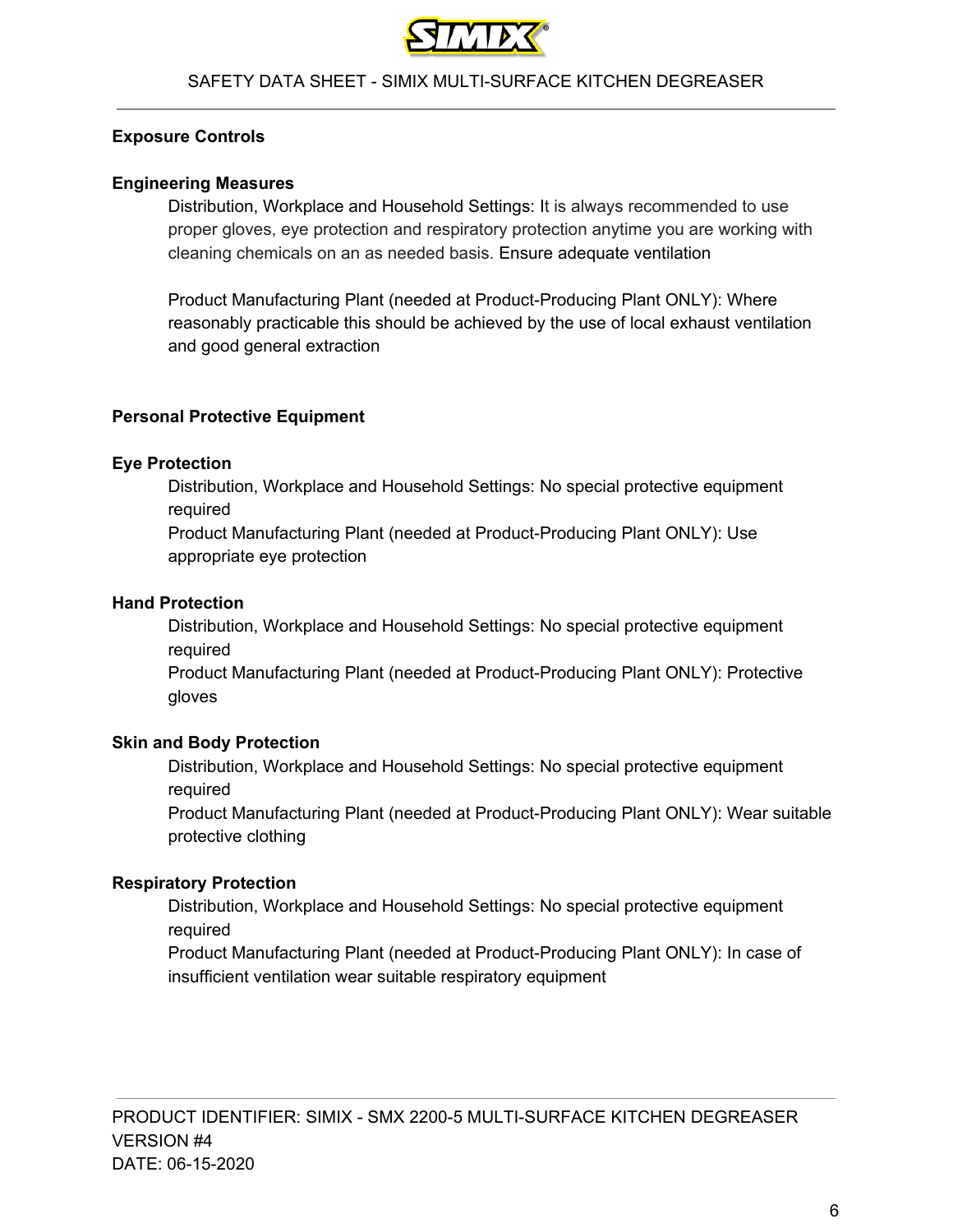### Exposure Controls

#### Engineering Measures

Distribution, Workplace and Household Settings: It is always recommended to use proper gloves, eye protection and respiratory protection anytime you are working with cleaning chemicals on an as needed basis. Ensure adequate ventilation

Product Manufacturing Plant (needed at Product-Producing Plant ONLY): Where reasonably practicable this should be achieved by the use of local exhaust ventilation and good general extraction

### Personal Protective Equipment

#### Eye Protection

Distribution, Workplace and Household Settings: No special protective equipment required
Product Manufacturing Plant (needed at Product-Producing Plant ONLY): Use appropriate eye protection

#### Hand Protection

Distribution, Workplace and Household Settings: No special protective equipment required
Product Manufacturing Plant (needed at Product-Producing Plant ONLY): Protective gloves

#### Skin and Body Protection

Distribution, Workplace and Household Settings: No special protective equipment required
Product Manufacturing Plant (needed at Product-Producing Plant ONLY): Wear suitable protective clothing

#### Respiratory Protection

Distribution, Workplace and Household Settings: No special protective equipment required
Product Manufacturing Plant (needed at Product-Producing Plant ONLY): In case of insufficient ventilation wear suitable respiratory equipment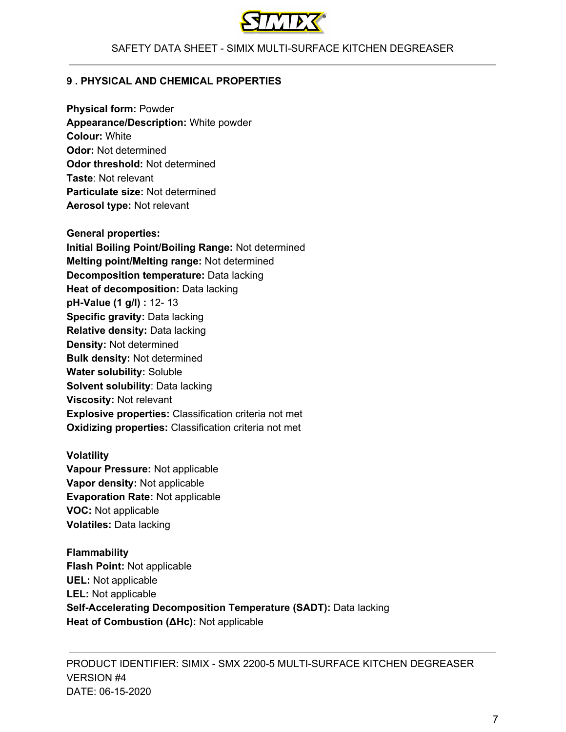## 9 . PHYSICAL AND CHEMICAL PROPERTIES

**Physical form:** Powder
**Appearance/Description:** White powder
**Colour:** White
**Odor:** Not determined
**Odor threshold:** Not determined
**Taste**: Not relevant
**Particulate size:** Not determined
**Aerosol type:** Not relevant

**General properties:**
**Initial Boiling Point/Boiling Range:** Not determined
**Melting point/Melting range:** Not determined
**Decomposition temperature:** Data lacking
**Heat of decomposition:** Data lacking
**pH-Value (1 g/l) :** 12- 13
**Specific gravity:** Data lacking
**Relative density:** Data lacking
**Density:** Not determined
**Bulk density:** Not determined
**Water solubility:** Soluble
**Solvent solubility**: Data lacking
**Viscosity:** Not relevant
**Explosive properties:** Classification criteria not met
**Oxidizing properties:** Classification criteria not met

**Volatility**
**Vapour Pressure:** Not applicable
**Vapor density:** Not applicable
**Evaporation Rate:** Not applicable
**VOC:** Not applicable
**Volatiles:** Data lacking

**Flammability**
**Flash Point:** Not applicable
**UEL:** Not applicable
**LEL:** Not applicable
**Self-Accelerating Decomposition Temperature (SADT):** Data lacking
**Heat of Combustion (ΔHc):** Not applicable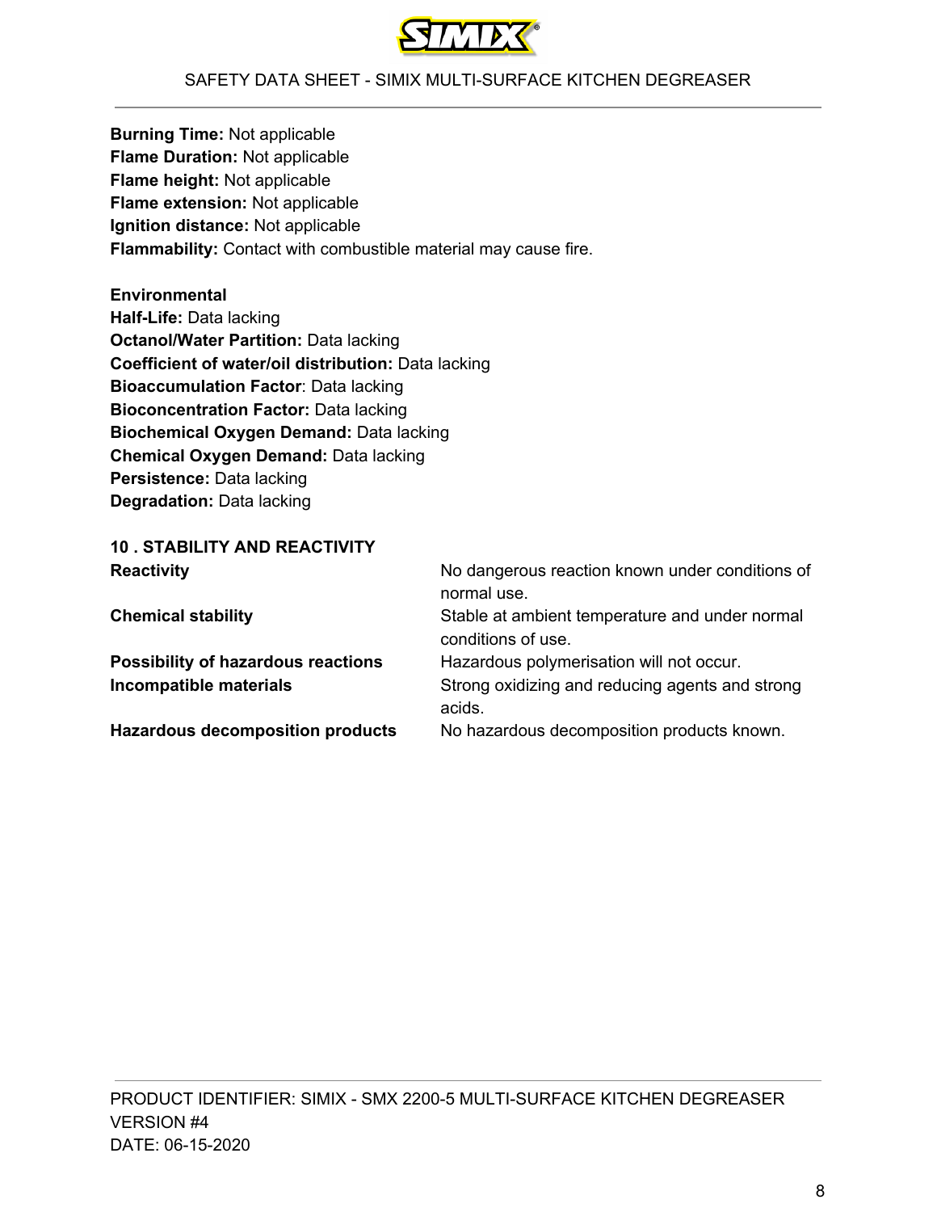**Burning Time:** Not applicable
**Flame Duration:** Not applicable
**Flame height:** Not applicable
**Flame extension:** Not applicable
**Ignition distance:** Not applicable
**Flammability:** Contact with combustible material may cause fire.

**Environmental**
**Half-Life:** Data lacking
**Octanol/Water Partition:** Data lacking
**Coefficient of water/oil distribution:** Data lacking
**Bioaccumulation Factor**: Data lacking
**Bioconcentration Factor:** Data lacking
**Biochemical Oxygen Demand:** Data lacking
**Chemical Oxygen Demand:** Data lacking
**Persistence:** Data lacking
**Degradation:** Data lacking

## 10 . STABILITY AND REACTIVITY

| | |
|---|---|
| **Reactivity** | No dangerous reaction known under conditions of normal use. |
| **Chemical stability** | Stable at ambient temperature and under normal conditions of use. |
| **Possibility of hazardous reactions** | Hazardous polymerisation will not occur. |
| **Incompatible materials** | Strong oxidizing and reducing agents and strong acids. |
| **Hazardous decomposition products** | No hazardous decomposition products known. |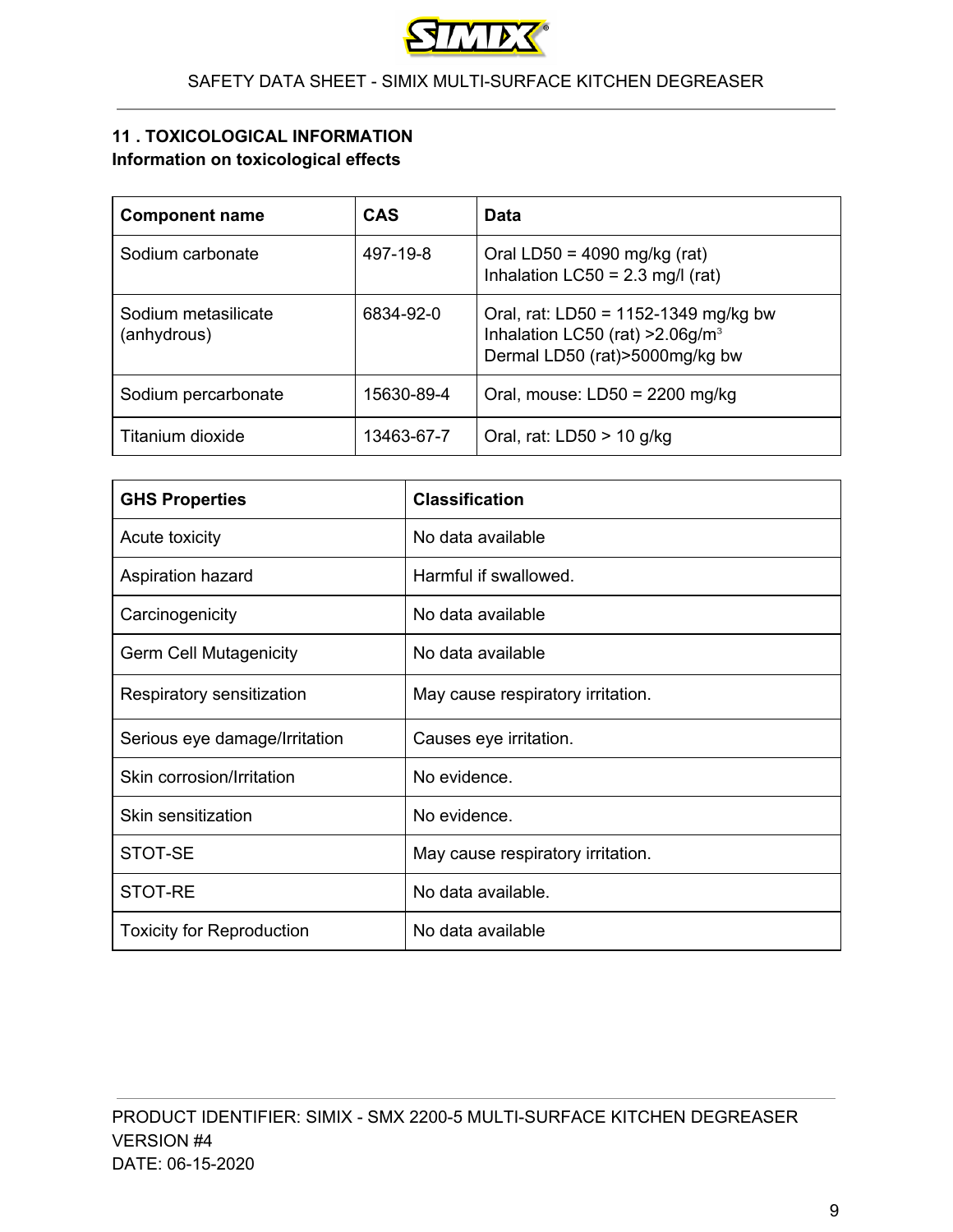## 11 . TOXICOLOGICAL INFORMATION

**Information on toxicological effects**

| Component name | CAS | Data |
|---|---|---|
| Sodium carbonate | 497-19-8 | Oral LD50 = 4090 mg/kg (rat)<br>Inhalation LC50 = 2.3 mg/l (rat) |
| Sodium metasilicate (anhydrous) | 6834-92-0 | Oral, rat: LD50 = 1152-1349 mg/kg bw<br>Inhalation LC50 (rat) >2.06g/$m^3$<br>Dermal LD50 (rat)>5000mg/kg bw |
| Sodium percarbonate | 15630-89-4 | Oral, mouse: LD50 = 2200 mg/kg |
| Titanium dioxide | 13463-67-7 | Oral, rat: LD50 > 10 g/kg |

| GHS Properties | Classification |
|---|---|
| Acute toxicity | No data available |
| Aspiration hazard | Harmful if swallowed. |
| Carcinogenicity | No data available |
| Germ Cell Mutagenicity | No data available |
| Respiratory sensitization | May cause respiratory irritation. |
| Serious eye damage/Irritation | Causes eye irritation. |
| Skin corrosion/Irritation | No evidence. |
| Skin sensitization | No evidence. |
| STOT-SE | May cause respiratory irritation. |
| STOT-RE | No data available. |
| Toxicity for Reproduction | No data available |

PRODUCT IDENTIFIER: SIMIX - SMX 2200-5 MULTI-SURFACE KITCHEN DEGREASER
VERSION #4
DATE: 06-15-2020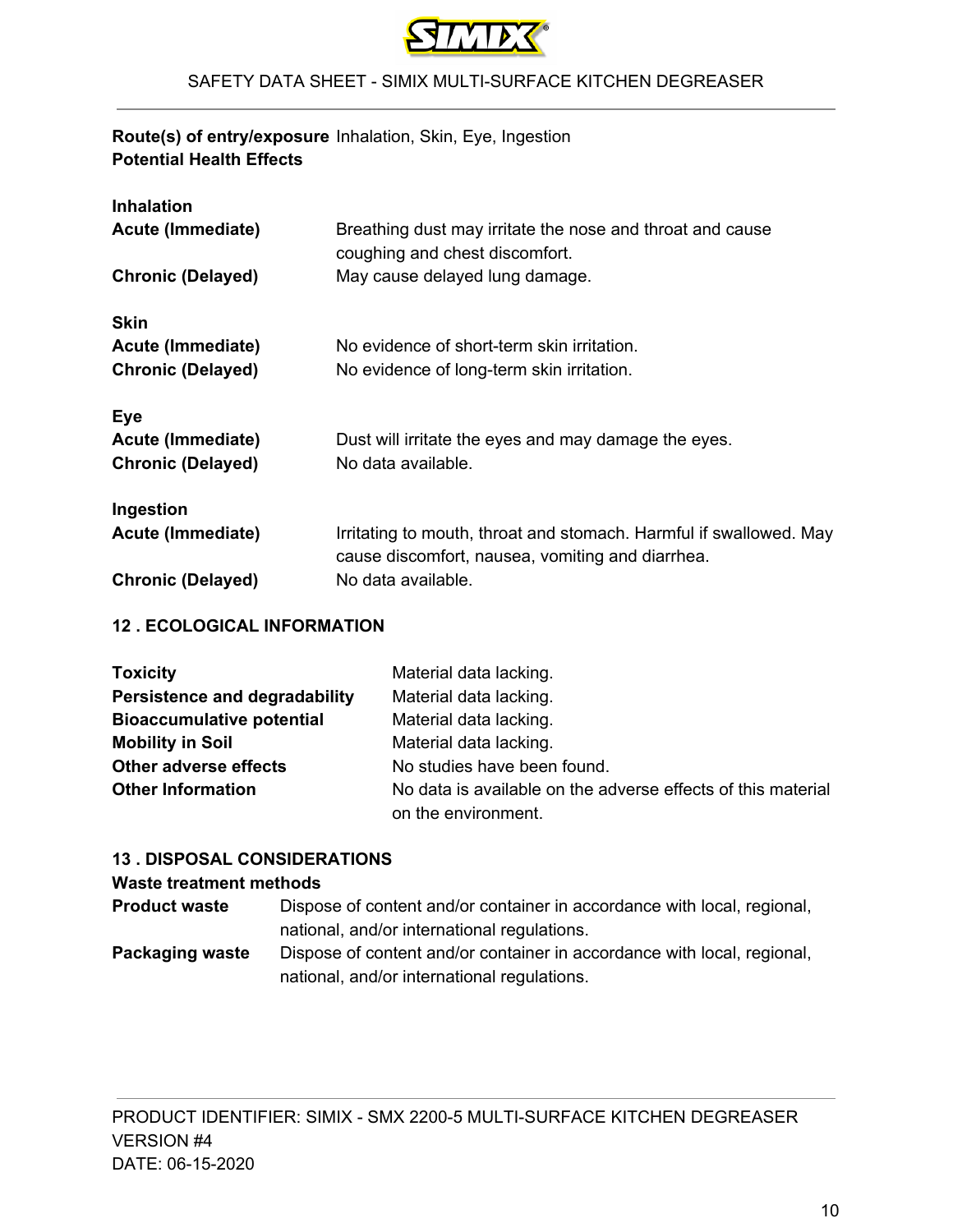**Route(s) of entry/exposure** Inhalation, Skin, Eye, Ingestion

**Potential Health Effects**

**Inhalation**

| | |
|---|---|
| **Acute (Immediate)** | Breathing dust may irritate the nose and throat and cause coughing and chest discomfort. |
| **Chronic (Delayed)** | May cause delayed lung damage. |

**Skin**

| | |
|---|---|
| **Acute (Immediate)** | No evidence of short-term skin irritation. |
| **Chronic (Delayed)** | No evidence of long-term skin irritation. |

**Eye**

| | |
|---|---|
| **Acute (Immediate)** | Dust will irritate the eyes and may damage the eyes. |
| **Chronic (Delayed)** | No data available. |

**Ingestion**

| | |
|---|---|
| **Acute (Immediate)** | Irritating to mouth, throat and stomach. Harmful if swallowed. May cause discomfort, nausea, vomiting and diarrhea. |
| **Chronic (Delayed)** | No data available. |

## 12 . ECOLOGICAL INFORMATION

| | |
|---|---|
| **Toxicity** | Material data lacking. |
| **Persistence and degradability** | Material data lacking. |
| **Bioaccumulative potential** | Material data lacking. |
| **Mobility in Soil** | Material data lacking. |
| **Other adverse effects** | No studies have been found. |
| **Other Information** | No data is available on the adverse effects of this material on the environment. |

## 13 . DISPOSAL CONSIDERATIONS

**Waste treatment methods**

| | |
|---|---|
| **Product waste** | Dispose of content and/or container in accordance with local, regional, national, and/or international regulations. |
| **Packaging waste** | Dispose of content and/or container in accordance with local, regional, national, and/or international regulations. |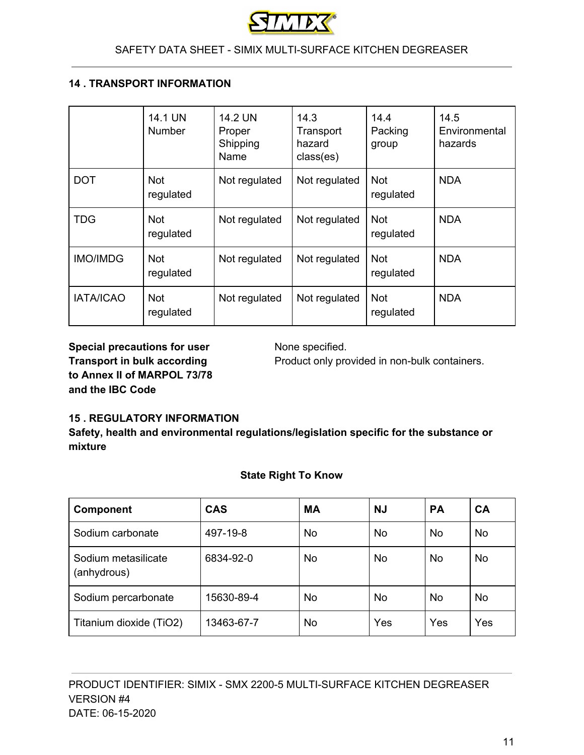## 14 . TRANSPORT INFORMATION

| | 14.1 UN Number | 14.2 UN Proper Shipping Name | 14.3 Transport hazard class(es) | 14.4 Packing group | 14.5 Environmental hazards |
|---|---|---|---|---|---|
| DOT | Not regulated | Not regulated | Not regulated | Not regulated | NDA |
| TDG | Not regulated | Not regulated | Not regulated | Not regulated | NDA |
| IMO/IMDG | Not regulated | Not regulated | Not regulated | Not regulated | NDA |
| IATA/ICAO | Not regulated | Not regulated | Not regulated | Not regulated | NDA |

**Special precautions for user** None specified.

**Transport in bulk according to Annex II of MARPOL 73/78 and the IBC Code** Product only provided in non-bulk containers.

## 15 . REGULATORY INFORMATION

**Safety, health and environmental regulations/legislation specific for the substance or mixture**

**State Right To Know**

| Component | CAS | MA | NJ | PA | CA |
|---|---|---|---|---|---|
| Sodium carbonate | 497-19-8 | No | No | No | No |
| Sodium metasilicate (anhydrous) | 6834-92-0 | No | No | No | No |
| Sodium percarbonate | 15630-89-4 | No | No | No | No |
| Titanium dioxide ($TiO_2$) | 13463-67-7 | No | Yes | Yes | Yes |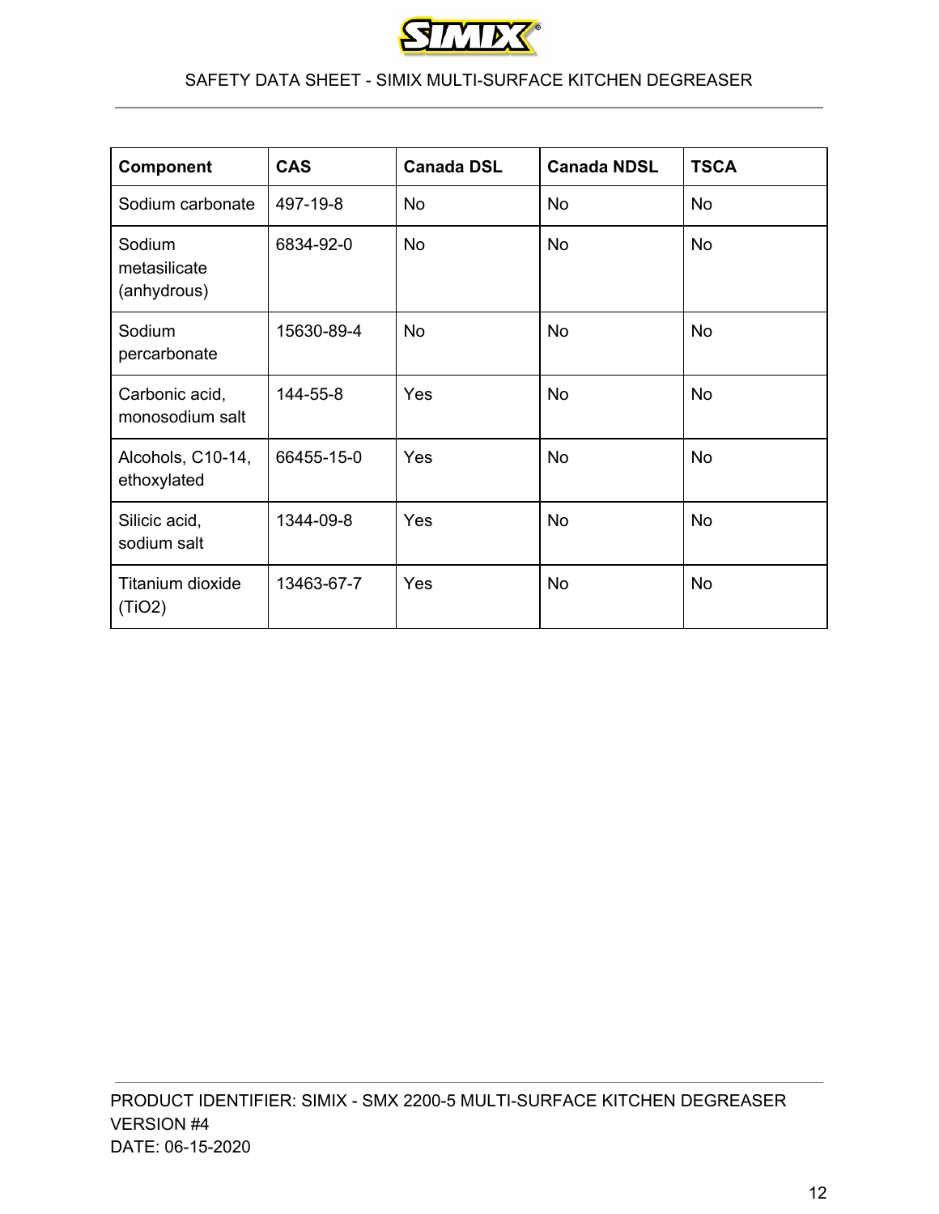| Component | CAS | Canada DSL | Canada NDSL | TSCA |
|---|---|---|---|---|
| Sodium carbonate | 497-19-8 | No | No | No |
| Sodium metasilicate (anhydrous) | 6834-92-0 | No | No | No |
| Sodium percarbonate | 15630-89-4 | No | No | No |
| Carbonic acid, monosodium salt | 144-55-8 | Yes | No | No |
| Alcohols, C10-14, ethoxylated | 66455-15-0 | Yes | No | No |
| Silicic acid, sodium salt | 1344-09-8 | Yes | No | No |
| Titanium dioxide ($TiO_2$) | 13463-67-7 | Yes | No | No |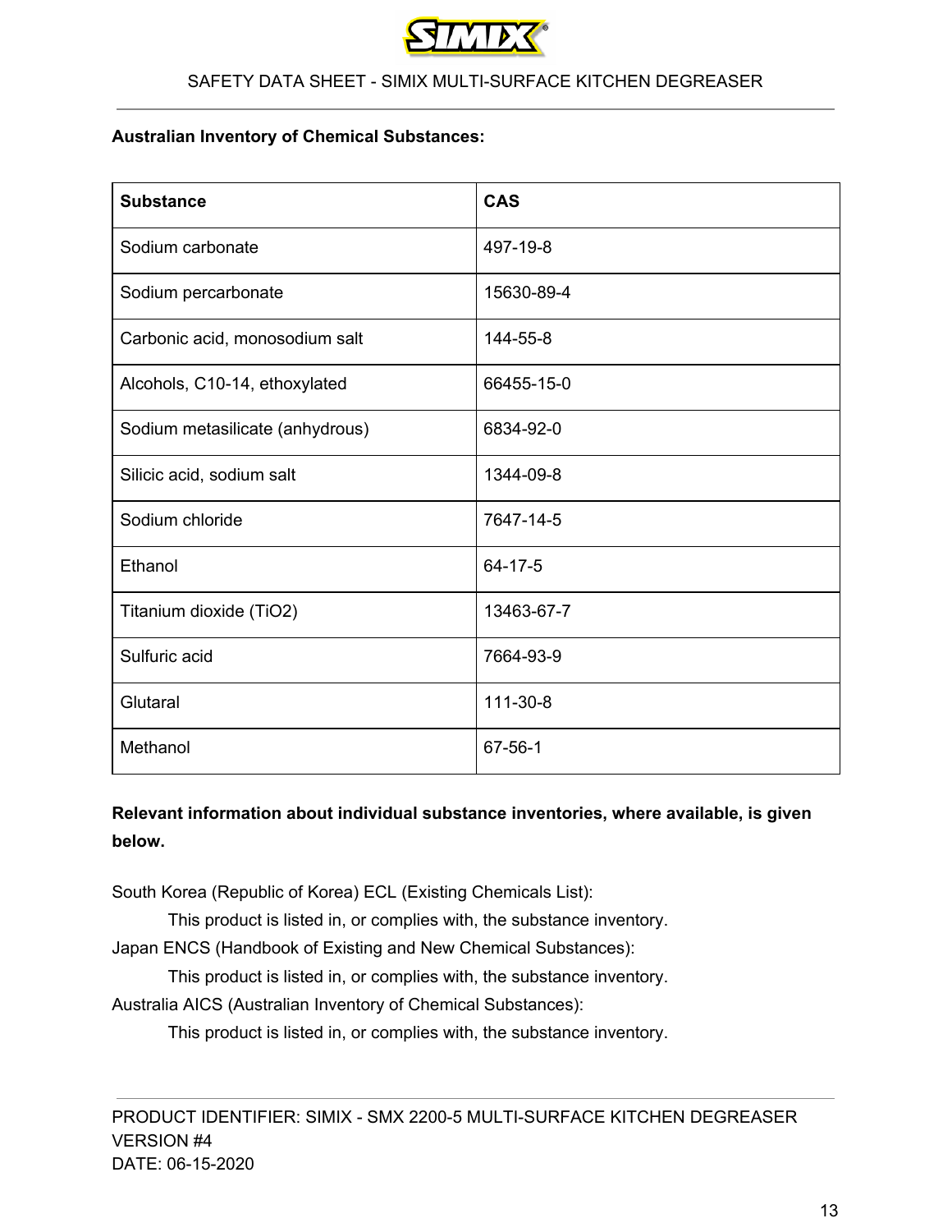**Australian Inventory of Chemical Substances:**

| Substance | CAS |
|---|---|
| Sodium carbonate | 497-19-8 |
| Sodium percarbonate | 15630-89-4 |
| Carbonic acid, monosodium salt | 144-55-8 |
| Alcohols, C10-14, ethoxylated | 66455-15-0 |
| Sodium metasilicate (anhydrous) | 6834-92-0 |
| Silicic acid, sodium salt | 1344-09-8 |
| Sodium chloride | 7647-14-5 |
| Ethanol | 64-17-5 |
| Titanium dioxide ($TiO_2$) | 13463-67-7 |
| Sulfuric acid | 7664-93-9 |
| Glutaral | 111-30-8 |
| Methanol | 67-56-1 |

**Relevant information about individual substance inventories, where available, is given below.**

South Korea (Republic of Korea) ECL (Existing Chemicals List):
This product is listed in, or complies with, the substance inventory.
Japan ENCS (Handbook of Existing and New Chemical Substances):
This product is listed in, or complies with, the substance inventory.
Australia AICS (Australian Inventory of Chemical Substances):
This product is listed in, or complies with, the substance inventory.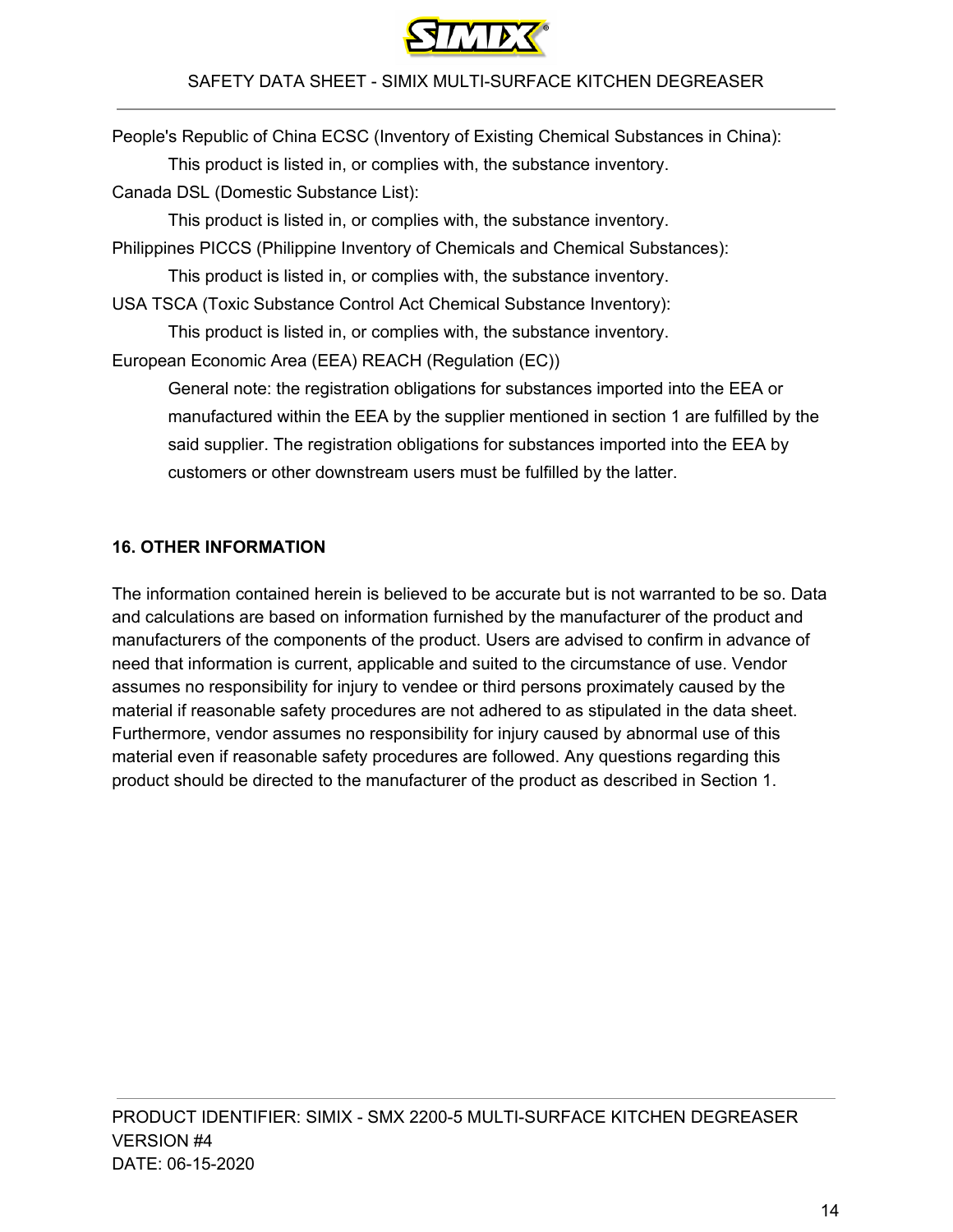People's Republic of China ECSC (Inventory of Existing Chemical Substances in China):

This product is listed in, or complies with, the substance inventory.

Canada DSL (Domestic Substance List):

This product is listed in, or complies with, the substance inventory.

Philippines PICCS (Philippine Inventory of Chemicals and Chemical Substances):

This product is listed in, or complies with, the substance inventory.

USA TSCA (Toxic Substance Control Act Chemical Substance Inventory):

This product is listed in, or complies with, the substance inventory.

European Economic Area (EEA) REACH (Regulation (EC))

General note: the registration obligations for substances imported into the EEA or manufactured within the EEA by the supplier mentioned in section 1 are fulfilled by the said supplier. The registration obligations for substances imported into the EEA by customers or other downstream users must be fulfilled by the latter.

## 16. OTHER INFORMATION

The information contained herein is believed to be accurate but is not warranted to be so. Data and calculations are based on information furnished by the manufacturer of the product and manufacturers of the components of the product. Users are advised to confirm in advance of need that information is current, applicable and suited to the circumstance of use. Vendor assumes no responsibility for injury to vendee or third persons proximately caused by the material if reasonable safety procedures are not adhered to as stipulated in the data sheet. Furthermore, vendor assumes no responsibility for injury caused by abnormal use of this material even if reasonable safety procedures are followed. Any questions regarding this product should be directed to the manufacturer of the product as described in Section 1.